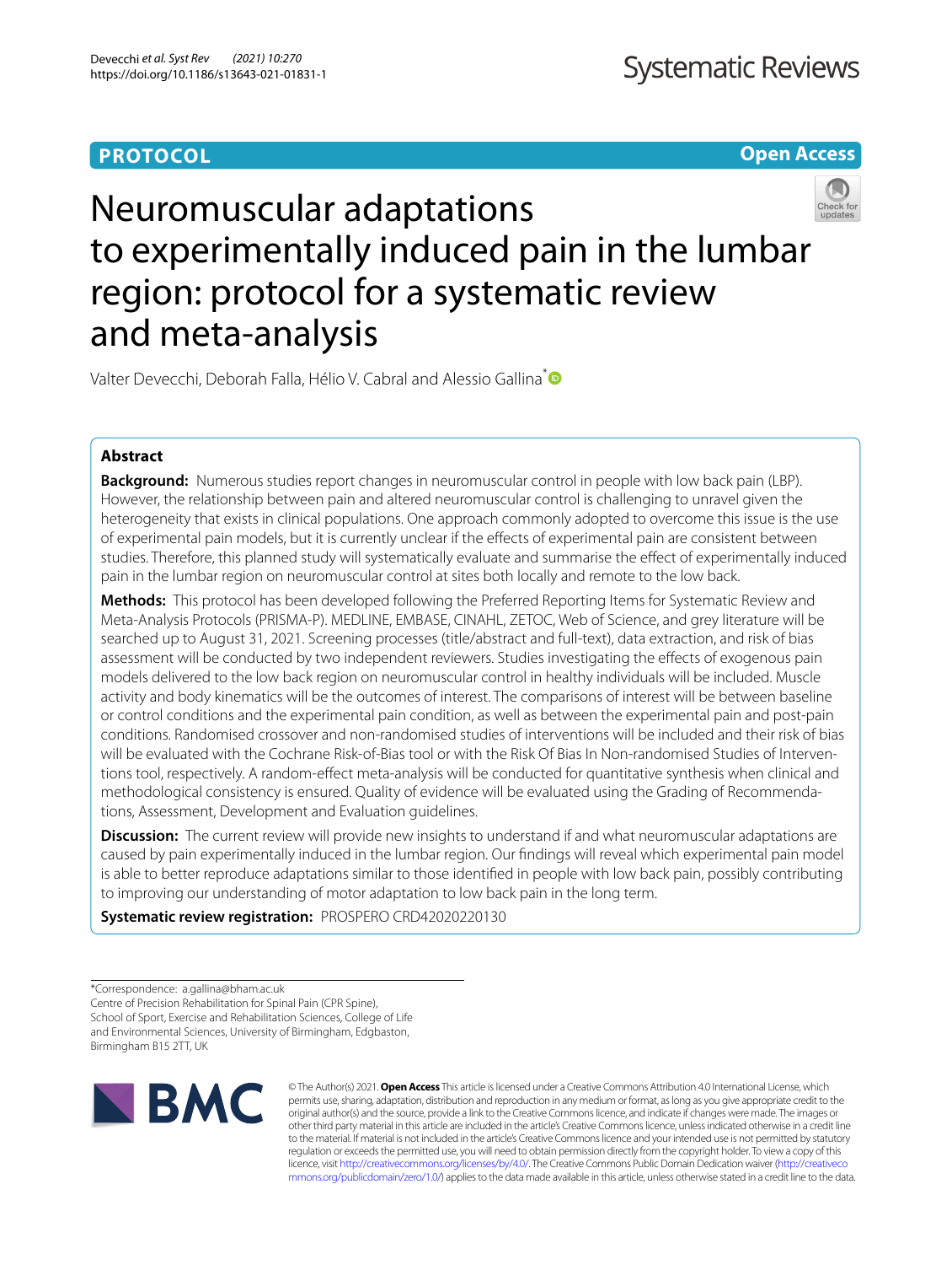PROTOCOL

Open Access

# Neuromuscular adaptations to experimentally induced pain in the lumbar region: protocol for a systematic review and meta-analysis

Valter Devecchi, Deborah Falla, Hélio V. Cabral and Alessio Gallina*

## Abstract

**Background:** Numerous studies report changes in neuromuscular control in people with low back pain (LBP). However, the relationship between pain and altered neuromuscular control is challenging to unravel given the heterogeneity that exists in clinical populations. One approach commonly adopted to overcome this issue is the use of experimental pain models, but it is currently unclear if the effects of experimental pain are consistent between studies. Therefore, this planned study will systematically evaluate and summarise the effect of experimentally induced pain in the lumbar region on neuromuscular control at sites both locally and remote to the low back.

**Methods:** This protocol has been developed following the Preferred Reporting Items for Systematic Review and Meta-Analysis Protocols (PRISMA-P). MEDLINE, EMBASE, CINAHL, ZETOC, Web of Science, and grey literature will be searched up to August 31, 2021. Screening processes (title/abstract and full-text), data extraction, and risk of bias assessment will be conducted by two independent reviewers. Studies investigating the effects of exogenous pain models delivered to the low back region on neuromuscular control in healthy individuals will be included. Muscle activity and body kinematics will be the outcomes of interest. The comparisons of interest will be between baseline or control conditions and the experimental pain condition, as well as between the experimental pain and post-pain conditions. Randomised crossover and non-randomised studies of interventions will be included and their risk of bias will be evaluated with the Cochrane Risk-of-Bias tool or with the Risk Of Bias In Non-randomised Studies of Interventions tool, respectively. A random-effect meta-analysis will be conducted for quantitative synthesis when clinical and methodological consistency is ensured. Quality of evidence will be evaluated using the Grading of Recommendations, Assessment, Development and Evaluation guidelines.

**Discussion:** The current review will provide new insights to understand if and what neuromuscular adaptations are caused by pain experimentally induced in the lumbar region. Our findings will reveal which experimental pain model is able to better reproduce adaptations similar to those identified in people with low back pain, possibly contributing to improving our understanding of motor adaptation to low back pain in the long term.

**Systematic review registration:** PROSPERO CRD42020220130

*Correspondence: a.gallina@bham.ac.uk
Centre of Precision Rehabilitation for Spinal Pain (CPR Spine), School of Sport, Exercise and Rehabilitation Sciences, College of Life and Environmental Sciences, University of Birmingham, Edgbaston, Birmingham B15 2TT, UK

© The Author(s) 2021. **Open Access** This article is licensed under a Creative Commons Attribution 4.0 International License, which permits use, sharing, adaptation, distribution and reproduction in any medium or format, as long as you give appropriate credit to the original author(s) and the source, provide a link to the Creative Commons licence, and indicate if changes were made. The images or other third party material in this article are included in the article's Creative Commons licence, unless indicated otherwise in a credit line to the material. If material is not included in the article's Creative Commons licence and your intended use is not permitted by statutory regulation or exceeds the permitted use, you will need to obtain permission directly from the copyright holder. To view a copy of this licence, visit http://creativecommons.org/licenses/by/4.0/. The Creative Commons Public Domain Dedication waiver (http://creativecommons.org/publicdomain/zero/1.0/) applies to the data made available in this article, unless otherwise stated in a credit line to the data.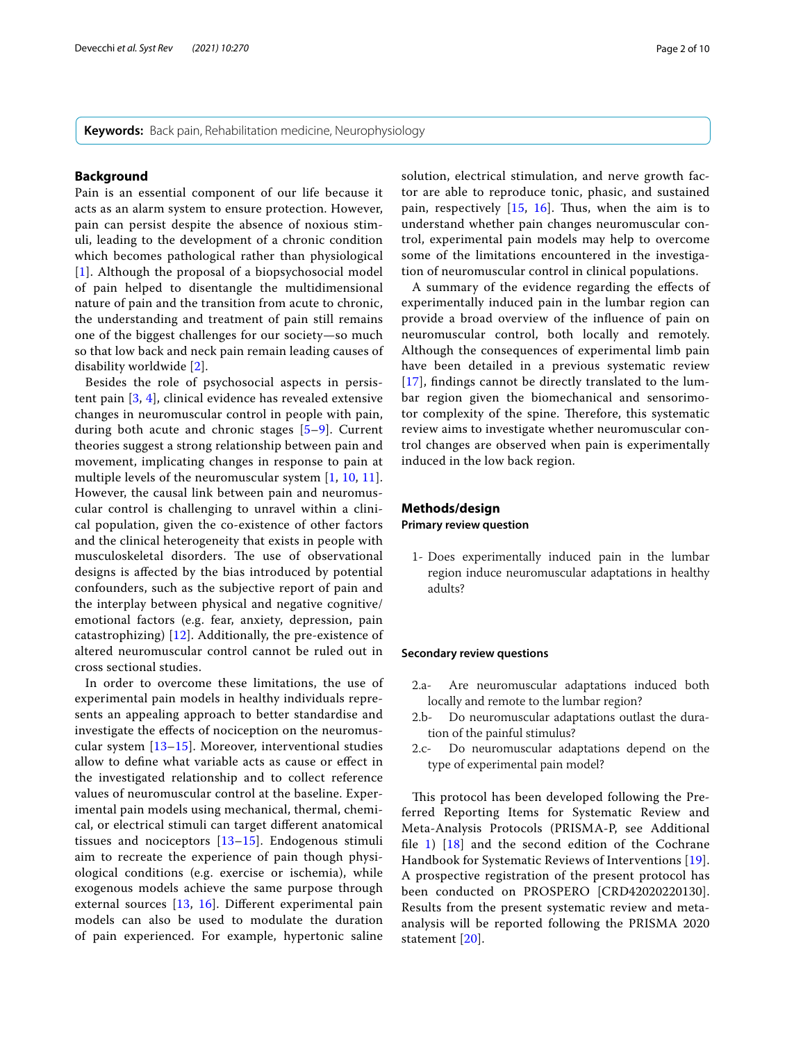**Keywords:** Back pain, Rehabilitation medicine, Neurophysiology

## Background

Pain is an essential component of our life because it acts as an alarm system to ensure protection. However, pain can persist despite the absence of noxious stimuli, leading to the development of a chronic condition which becomes pathological rather than physiological [1]. Although the proposal of a biopsychosocial model of pain helped to disentangle the multidimensional nature of pain and the transition from acute to chronic, the understanding and treatment of pain still remains one of the biggest challenges for our society—so much so that low back and neck pain remain leading causes of disability worldwide [2].

Besides the role of psychosocial aspects in persistent pain [3, 4], clinical evidence has revealed extensive changes in neuromuscular control in people with pain, during both acute and chronic stages [5–9]. Current theories suggest a strong relationship between pain and movement, implicating changes in response to pain at multiple levels of the neuromuscular system [1, 10, 11]. However, the causal link between pain and neuromuscular control is challenging to unravel within a clinical population, given the co-existence of other factors and the clinical heterogeneity that exists in people with musculoskeletal disorders. The use of observational designs is affected by the bias introduced by potential confounders, such as the subjective report of pain and the interplay between physical and negative cognitive/emotional factors (e.g. fear, anxiety, depression, pain catastrophizing) [12]. Additionally, the pre-existence of altered neuromuscular control cannot be ruled out in cross sectional studies.

In order to overcome these limitations, the use of experimental pain models in healthy individuals represents an appealing approach to better standardise and investigate the effects of nociception on the neuromuscular system [13–15]. Moreover, interventional studies allow to define what variable acts as cause or effect in the investigated relationship and to collect reference values of neuromuscular control at the baseline. Experimental pain models using mechanical, thermal, chemical, or electrical stimuli can target different anatomical tissues and nociceptors [13–15]. Endogenous stimuli aim to recreate the experience of pain though physiological conditions (e.g. exercise or ischemia), while exogenous models achieve the same purpose through external sources [13, 16]. Different experimental pain models can also be used to modulate the duration of pain experienced. For example, hypertonic saline solution, electrical stimulation, and nerve growth factor are able to reproduce tonic, phasic, and sustained pain, respectively [15, 16]. Thus, when the aim is to understand whether pain changes neuromuscular control, experimental pain models may help to overcome some of the limitations encountered in the investigation of neuromuscular control in clinical populations.

A summary of the evidence regarding the effects of experimentally induced pain in the lumbar region can provide a broad overview of the influence of pain on neuromuscular control, both locally and remotely. Although the consequences of experimental limb pain have been detailed in a previous systematic review [17], findings cannot be directly translated to the lumbar region given the biomechanical and sensorimotor complexity of the spine. Therefore, this systematic review aims to investigate whether neuromuscular control changes are observed when pain is experimentally induced in the low back region.

## Methods/design

### Primary review question

1- Does experimentally induced pain in the lumbar region induce neuromuscular adaptations in healthy adults?

### Secondary review questions

2.a- Are neuromuscular adaptations induced both locally and remote to the lumbar region?
2.b- Do neuromuscular adaptations outlast the duration of the painful stimulus?
2.c- Do neuromuscular adaptations depend on the type of experimental pain model?

This protocol has been developed following the Preferred Reporting Items for Systematic Review and Meta-Analysis Protocols (PRISMA-P, see Additional file 1) [18] and the second edition of the Cochrane Handbook for Systematic Reviews of Interventions [19]. A prospective registration of the present protocol has been conducted on PROSPERO [CRD42020220130]. Results from the present systematic review and meta-analysis will be reported following the PRISMA 2020 statement [20].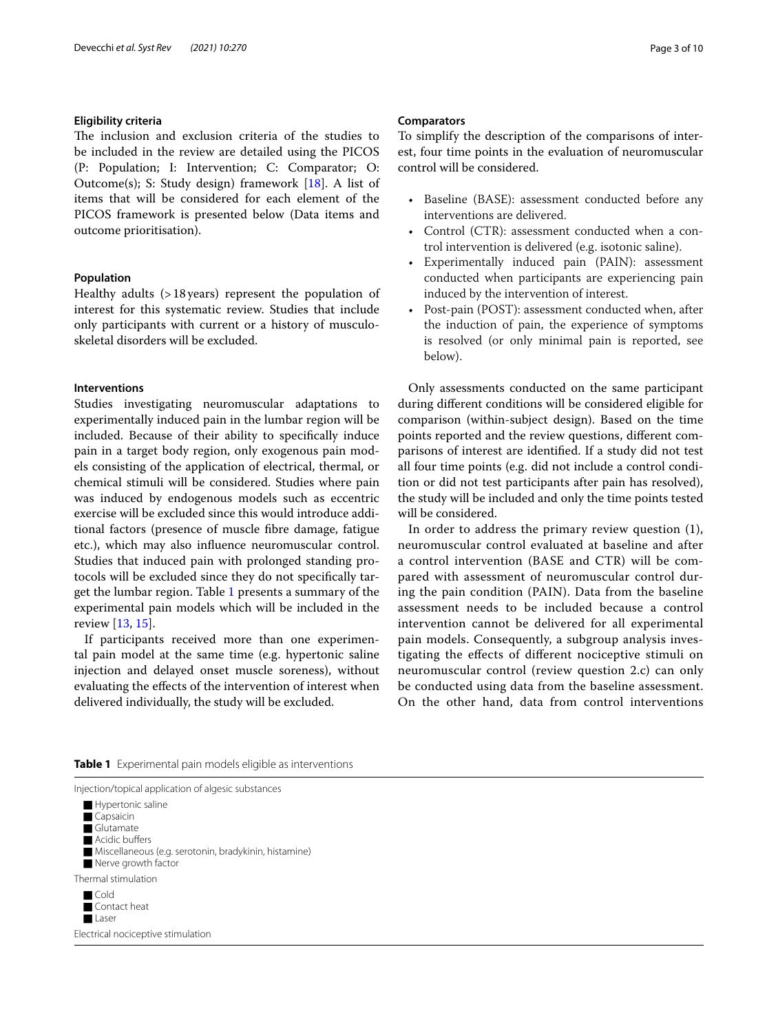### Eligibility criteria

The inclusion and exclusion criteria of the studies to be included in the review are detailed using the PICOS (P: Population; I: Intervention; C: Comparator; O: Outcome(s); S: Study design) framework [18]. A list of items that will be considered for each element of the PICOS framework is presented below (Data items and outcome prioritisation).

### Population

Healthy adults (>18 years) represent the population of interest for this systematic review. Studies that include only participants with current or a history of musculoskeletal disorders will be excluded.

### Interventions

Studies investigating neuromuscular adaptations to experimentally induced pain in the lumbar region will be included. Because of their ability to specifically induce pain in a target body region, only exogenous pain models consisting of the application of electrical, thermal, or chemical stimuli will be considered. Studies where pain was induced by endogenous models such as eccentric exercise will be excluded since this would introduce additional factors (presence of muscle fibre damage, fatigue etc.), which may also influence neuromuscular control. Studies that induced pain with prolonged standing protocols will be excluded since they do not specifically target the lumbar region. Table 1 presents a summary of the experimental pain models which will be included in the review [13, 15].

If participants received more than one experimental pain model at the same time (e.g. hypertonic saline injection and delayed onset muscle soreness), without evaluating the effects of the intervention of interest when delivered individually, the study will be excluded.

### Comparators

To simplify the description of the comparisons of interest, four time points in the evaluation of neuromuscular control will be considered.

- Baseline (BASE): assessment conducted before any interventions are delivered.
- Control (CTR): assessment conducted when a control intervention is delivered (e.g. isotonic saline).
- Experimentally induced pain (PAIN): assessment conducted when participants are experiencing pain induced by the intervention of interest.
- Post-pain (POST): assessment conducted when, after the induction of pain, the experience of symptoms is resolved (or only minimal pain is reported, see below).

Only assessments conducted on the same participant during different conditions will be considered eligible for comparison (within-subject design). Based on the time points reported and the review questions, different comparisons of interest are identified. If a study did not test all four time points (e.g. did not include a control condition or did not test participants after pain has resolved), the study will be included and only the time points tested will be considered.

In order to address the primary review question (1), neuromuscular control evaluated at baseline and after a control intervention (BASE and CTR) will be compared with assessment of neuromuscular control during the pain condition (PAIN). Data from the baseline assessment needs to be included because a control intervention cannot be delivered for all experimental pain models. Consequently, a subgroup analysis investigating the effects of different nociceptive stimuli on neuromuscular control (review question 2.c) can only be conducted using data from the baseline assessment. On the other hand, data from control interventions

**Table 1** Experimental pain models eligible as interventions

| |
|---|
| Injection/topical application of algesic substances |
| ■ Hypertonic saline |
| ■ Capsaicin |
| ■ Glutamate |
| ■ Acidic buffers |
| ■ Miscellaneous (e.g. serotonin, bradykinin, histamine) |
| ■ Nerve growth factor |
| Thermal stimulation |
| ■ Cold |
| ■ Contact heat |
| ■ Laser |
| Electrical nociceptive stimulation |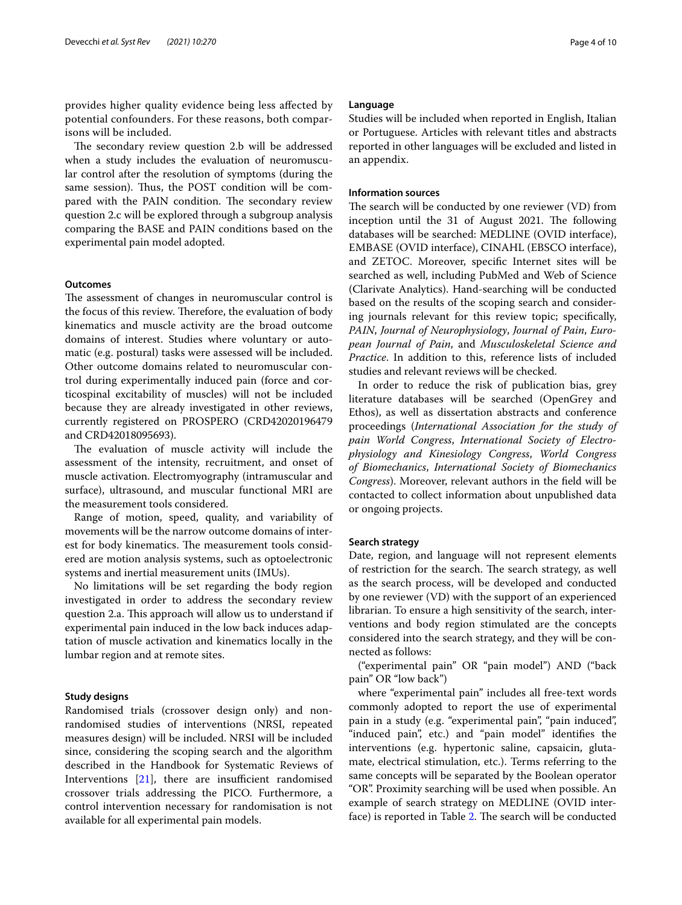provides higher quality evidence being less affected by potential confounders. For these reasons, both comparisons will be included.

The secondary review question 2.b will be addressed when a study includes the evaluation of neuromuscular control after the resolution of symptoms (during the same session). Thus, the POST condition will be compared with the PAIN condition. The secondary review question 2.c will be explored through a subgroup analysis comparing the BASE and PAIN conditions based on the experimental pain model adopted.

### Outcomes

The assessment of changes in neuromuscular control is the focus of this review. Therefore, the evaluation of body kinematics and muscle activity are the broad outcome domains of interest. Studies where voluntary or automatic (e.g. postural) tasks were assessed will be included. Other outcome domains related to neuromuscular control during experimentally induced pain (force and corticospinal excitability of muscles) will not be included because they are already investigated in other reviews, currently registered on PROSPERO (CRD42020196479 and CRD42018095693).

The evaluation of muscle activity will include the assessment of the intensity, recruitment, and onset of muscle activation. Electromyography (intramuscular and surface), ultrasound, and muscular functional MRI are the measurement tools considered.

Range of motion, speed, quality, and variability of movements will be the narrow outcome domains of interest for body kinematics. The measurement tools considered are motion analysis systems, such as optoelectronic systems and inertial measurement units (IMUs).

No limitations will be set regarding the body region investigated in order to address the secondary review question 2.a. This approach will allow us to understand if experimental pain induced in the low back induces adaptation of muscle activation and kinematics locally in the lumbar region and at remote sites.

### Study designs

Randomised trials (crossover design only) and non-randomised studies of interventions (NRSI, repeated measures design) will be included. NRSI will be included since, considering the scoping search and the algorithm described in the Handbook for Systematic Reviews of Interventions [21], there are insufficient randomised crossover trials addressing the PICO. Furthermore, a control intervention necessary for randomisation is not available for all experimental pain models.

### Language

Studies will be included when reported in English, Italian or Portuguese. Articles with relevant titles and abstracts reported in other languages will be excluded and listed in an appendix.

### Information sources

The search will be conducted by one reviewer (VD) from inception until the 31 of August 2021. The following databases will be searched: MEDLINE (OVID interface), EMBASE (OVID interface), CINAHL (EBSCO interface), and ZETOC. Moreover, specific Internet sites will be searched as well, including PubMed and Web of Science (Clarivate Analytics). Hand-searching will be conducted based on the results of the scoping search and considering journals relevant for this review topic; specifically, *PAIN*, *Journal of Neurophysiology*, *Journal of Pain*, *European Journal of Pain*, and *Musculoskeletal Science and Practice*. In addition to this, reference lists of included studies and relevant reviews will be checked.

In order to reduce the risk of publication bias, grey literature databases will be searched (OpenGrey and Ethos), as well as dissertation abstracts and conference proceedings (*International Association for the study of pain World Congress*, *International Society of Electrophysiology and Kinesiology Congress*, *World Congress of Biomechanics*, *International Society of Biomechanics Congress*). Moreover, relevant authors in the field will be contacted to collect information about unpublished data or ongoing projects.

### Search strategy

Date, region, and language will not represent elements of restriction for the search. The search strategy, as well as the search process, will be developed and conducted by one reviewer (VD) with the support of an experienced librarian. To ensure a high sensitivity of the search, interventions and body region stimulated are the concepts considered into the search strategy, and they will be connected as follows:

("experimental pain" OR "pain model") AND ("back pain" OR "low back")

where "experimental pain" includes all free-text words commonly adopted to report the use of experimental pain in a study (e.g. "experimental pain", "pain induced", "induced pain", etc.) and "pain model" identifies the interventions (e.g. hypertonic saline, capsaicin, glutamate, electrical stimulation, etc.). Terms referring to the same concepts will be separated by the Boolean operator "OR". Proximity searching will be used when possible. An example of search strategy on MEDLINE (OVID interface) is reported in Table 2. The search will be conducted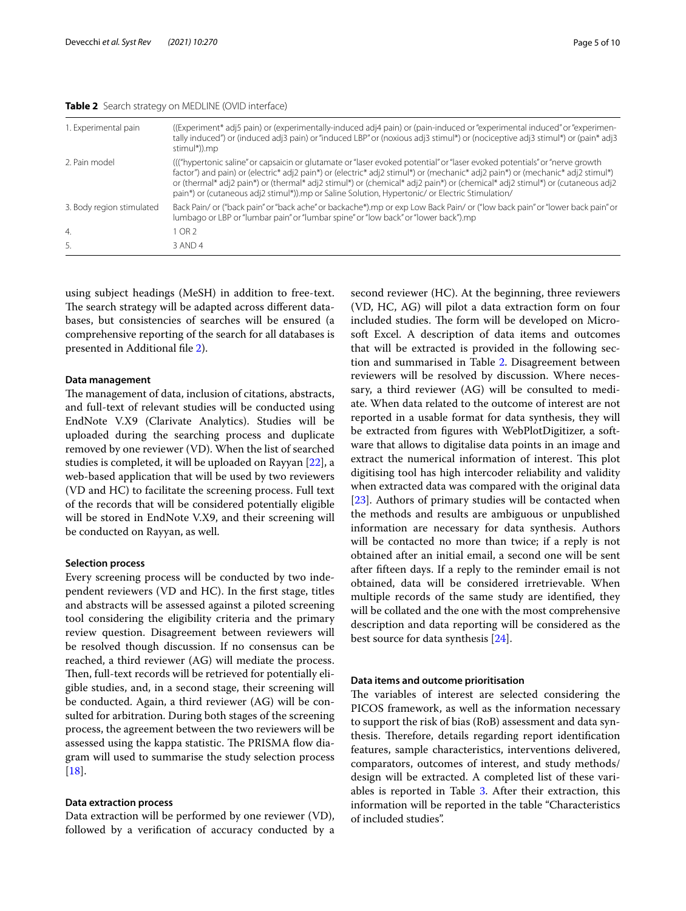**Table 2** Search strategy on MEDLINE (OVID interface)

| | |
|---|---|
| 1. Experimental pain | ((Experiment* adj5 pain) or (experimentally-induced adj4 pain) or (pain-induced or "experimental induced" or "experimentally induced") or (induced adj3 pain) or "induced LBP" or (noxious adj3 stimul*) or (nociceptive adj3 stimul*) or (pain* adj3 stimul*)).mp |
| 2. Pain model | ((("hypertonic saline" or capsaicin or glutamate or "laser evoked potential" or "laser evoked potentials" or "nerve growth factor") and pain) or (electric* adj2 pain*) or (electric* adj2 stimul*) or (mechanic* adj2 pain*) or (mechanic* adj2 stimul*) or (thermal* adj2 pain*) or (thermal* adj2 stimul*) or (chemical* adj2 pain*) or (chemical* adj2 stimul*) or (cutaneous adj2 pain*) or (cutaneous adj2 stimul*)).mp or Saline Solution, Hypertonic/ or Electric Stimulation/ |
| 3. Body region stimulated | Back Pain/ or ("back pain" or "back ache" or backache*).mp or exp Low Back Pain/ or ("low back pain" or "lower back pain" or lumbago or LBP or "lumbar pain" or "lumbar spine" or "low back" or "lower back").mp |
| 4. | 1 OR 2 |
| 5. | 3 AND 4 |

using subject headings (MeSH) in addition to free-text. The search strategy will be adapted across different databases, but consistencies of searches will be ensured (a comprehensive reporting of the search for all databases is presented in Additional file 2).

#### Data management

The management of data, inclusion of citations, abstracts, and full-text of relevant studies will be conducted using EndNote V.X9 (Clarivate Analytics). Studies will be uploaded during the searching process and duplicate removed by one reviewer (VD). When the list of searched studies is completed, it will be uploaded on Rayyan [22], a web-based application that will be used by two reviewers (VD and HC) to facilitate the screening process. Full text of the records that will be considered potentially eligible will be stored in EndNote V.X9, and their screening will be conducted on Rayyan, as well.

#### Selection process

Every screening process will be conducted by two independent reviewers (VD and HC). In the first stage, titles and abstracts will be assessed against a piloted screening tool considering the eligibility criteria and the primary review question. Disagreement between reviewers will be resolved though discussion. If no consensus can be reached, a third reviewer (AG) will mediate the process. Then, full-text records will be retrieved for potentially eligible studies, and, in a second stage, their screening will be conducted. Again, a third reviewer (AG) will be consulted for arbitration. During both stages of the screening process, the agreement between the two reviewers will be assessed using the kappa statistic. The PRISMA flow diagram will used to summarise the study selection process [18].

#### Data extraction process

Data extraction will be performed by one reviewer (VD), followed by a verification of accuracy conducted by a second reviewer (HC). At the beginning, three reviewers (VD, HC, AG) will pilot a data extraction form on four included studies. The form will be developed on Microsoft Excel. A description of data items and outcomes that will be extracted is provided in the following section and summarised in Table 2. Disagreement between reviewers will be resolved by discussion. Where necessary, a third reviewer (AG) will be consulted to mediate. When data related to the outcome of interest are not reported in a usable format for data synthesis, they will be extracted from figures with WebPlotDigitizer, a software that allows to digitalise data points in an image and extract the numerical information of interest. This plot digitising tool has high intercoder reliability and validity when extracted data was compared with the original data [23]. Authors of primary studies will be contacted when the methods and results are ambiguous or unpublished information are necessary for data synthesis. Authors will be contacted no more than twice; if a reply is not obtained after an initial email, a second one will be sent after fifteen days. If a reply to the reminder email is not obtained, data will be considered irretrievable. When multiple records of the same study are identified, they will be collated and the one with the most comprehensive description and data reporting will be considered as the best source for data synthesis [24].

#### Data items and outcome prioritisation

The variables of interest are selected considering the PICOS framework, as well as the information necessary to support the risk of bias (RoB) assessment and data synthesis. Therefore, details regarding report identification features, sample characteristics, interventions delivered, comparators, outcomes of interest, and study methods/design will be extracted. A completed list of these variables is reported in Table 3. After their extraction, this information will be reported in the table "Characteristics of included studies".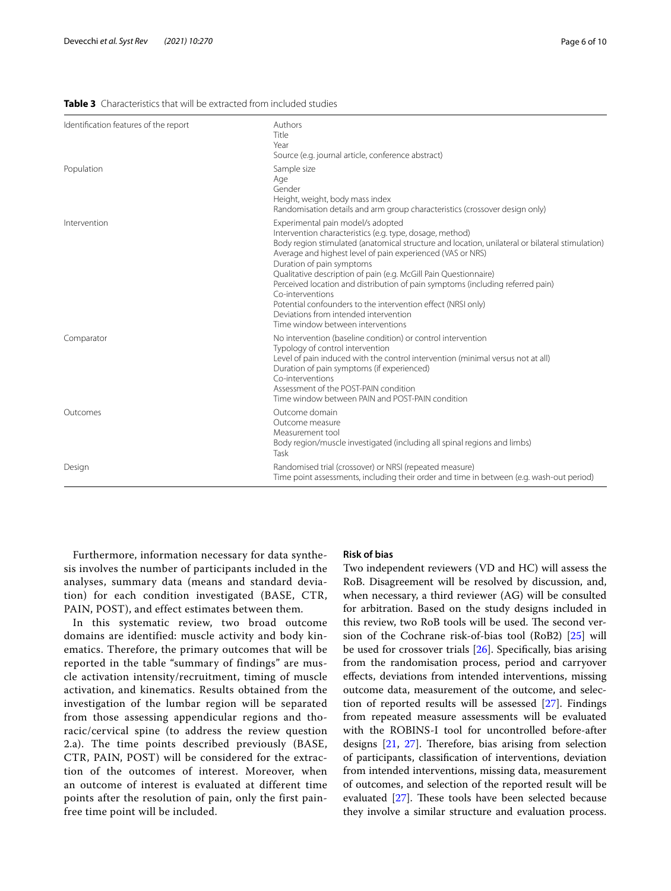**Table 3** Characteristics that will be extracted from included studies

| | |
|---|---|
| Identification features of the report | Authors<br>Title<br>Year<br>Source (e.g. journal article, conference abstract) |
| Population | Sample size<br>Age<br>Gender<br>Height, weight, body mass index<br>Randomisation details and arm group characteristics (crossover design only) |
| Intervention | Experimental pain model/s adopted<br>Intervention characteristics (e.g. type, dosage, method)<br>Body region stimulated (anatomical structure and location, unilateral or bilateral stimulation)<br>Average and highest level of pain experienced (VAS or NRS)<br>Duration of pain symptoms<br>Qualitative description of pain (e.g. McGill Pain Questionnaire)<br>Perceived location and distribution of pain symptoms (including referred pain)<br>Co-interventions<br>Potential confounders to the intervention effect (NRSI only)<br>Deviations from intended intervention<br>Time window between interventions |
| Comparator | No intervention (baseline condition) or control intervention<br>Typology of control intervention<br>Level of pain induced with the control intervention (minimal versus not at all)<br>Duration of pain symptoms (if experienced)<br>Co-interventions<br>Assessment of the POST-PAIN condition<br>Time window between PAIN and POST-PAIN condition |
| Outcomes | Outcome domain<br>Outcome measure<br>Measurement tool<br>Body region/muscle investigated (including all spinal regions and limbs)<br>Task |
| Design | Randomised trial (crossover) or NRSI (repeated measure)<br>Time point assessments, including their order and time in between (e.g. wash-out period) |

Furthermore, information necessary for data synthesis involves the number of participants included in the analyses, summary data (means and standard deviation) for each condition investigated (BASE, CTR, PAIN, POST), and effect estimates between them.

In this systematic review, two broad outcome domains are identified: muscle activity and body kinematics. Therefore, the primary outcomes that will be reported in the table "summary of findings" are muscle activation intensity/recruitment, timing of muscle activation, and kinematics. Results obtained from the investigation of the lumbar region will be separated from those assessing appendicular regions and thoracic/cervical spine (to address the review question 2.a). The time points described previously (BASE, CTR, PAIN, POST) will be considered for the extraction of the outcomes of interest. Moreover, when an outcome of interest is evaluated at different time points after the resolution of pain, only the first pain-free time point will be included.

### Risk of bias

Two independent reviewers (VD and HC) will assess the RoB. Disagreement will be resolved by discussion, and, when necessary, a third reviewer (AG) will be consulted for arbitration. Based on the study designs included in this review, two RoB tools will be used. The second version of the Cochrane risk-of-bias tool (RoB2) [25] will be used for crossover trials [26]. Specifically, bias arising from the randomisation process, period and carryover effects, deviations from intended interventions, missing outcome data, measurement of the outcome, and selection of reported results will be assessed [27]. Findings from repeated measure assessments will be evaluated with the ROBINS-I tool for uncontrolled before-after designs [21, 27]. Therefore, bias arising from selection of participants, classification of interventions, deviation from intended interventions, missing data, measurement of outcomes, and selection of the reported result will be evaluated [27]. These tools have been selected because they involve a similar structure and evaluation process.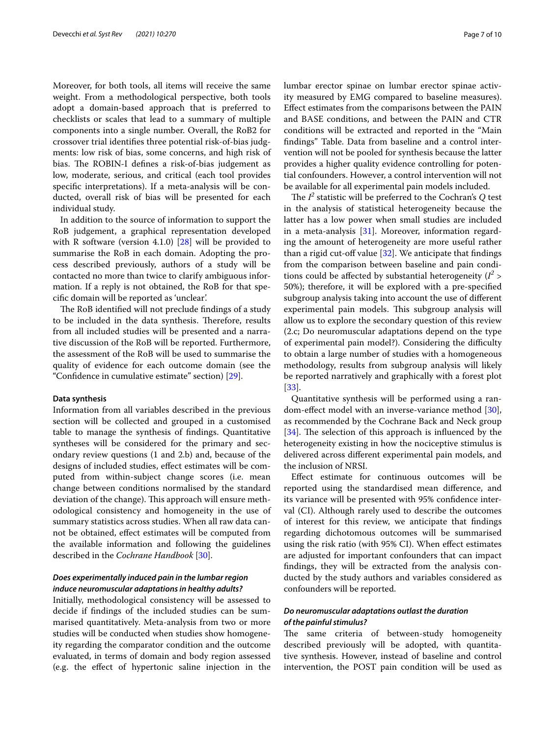Moreover, for both tools, all items will receive the same weight. From a methodological perspective, both tools adopt a domain-based approach that is preferred to checklists or scales that lead to a summary of multiple components into a single number. Overall, the RoB2 for crossover trial identifies three potential risk-of-bias judgments: low risk of bias, some concerns, and high risk of bias. The ROBIN-I defines a risk-of-bias judgement as low, moderate, serious, and critical (each tool provides specific interpretations). If a meta-analysis will be conducted, overall risk of bias will be presented for each individual study.

In addition to the source of information to support the RoB judgement, a graphical representation developed with R software (version 4.1.0) [28] will be provided to summarise the RoB in each domain. Adopting the process described previously, authors of a study will be contacted no more than twice to clarify ambiguous information. If a reply is not obtained, the RoB for that specific domain will be reported as 'unclear'.

The RoB identified will not preclude findings of a study to be included in the data synthesis. Therefore, results from all included studies will be presented and a narrative discussion of the RoB will be reported. Furthermore, the assessment of the RoB will be used to summarise the quality of evidence for each outcome domain (see the "Confidence in cumulative estimate" section) [29].

#### Data synthesis

Information from all variables described in the previous section will be collected and grouped in a customised table to manage the synthesis of findings. Quantitative syntheses will be considered for the primary and secondary review questions (1 and 2.b) and, because of the designs of included studies, effect estimates will be computed from within-subject change scores (i.e. mean change between conditions normalised by the standard deviation of the change). This approach will ensure methodological consistency and homogeneity in the use of summary statistics across studies. When all raw data cannot be obtained, effect estimates will be computed from the available information and following the guidelines described in the *Cochrane Handbook* [30].

#### *Does experimentally induced pain in the lumbar region induce neuromuscular adaptations in healthy adults?*

Initially, methodological consistency will be assessed to decide if findings of the included studies can be summarised quantitatively. Meta-analysis from two or more studies will be conducted when studies show homogeneity regarding the comparator condition and the outcome evaluated, in terms of domain and body region assessed (e.g. the effect of hypertonic saline injection in the lumbar erector spinae on lumbar erector spinae activity measured by EMG compared to baseline measures). Effect estimates from the comparisons between the PAIN and BASE conditions, and between the PAIN and CTR conditions will be extracted and reported in the "Main findings" Table. Data from baseline and a control intervention will not be pooled for synthesis because the latter provides a higher quality evidence controlling for potential confounders. However, a control intervention will not be available for all experimental pain models included.

The $I^2$ statistic will be preferred to the Cochran's $Q$ test in the analysis of statistical heterogeneity because the latter has a low power when small studies are included in a meta-analysis [31]. Moreover, information regarding the amount of heterogeneity are more useful rather than a rigid cut-off value [32]. We anticipate that findings from the comparison between baseline and pain conditions could be affected by substantial heterogeneity ($I^2$ > 50%); therefore, it will be explored with a pre-specified subgroup analysis taking into account the use of different experimental pain models. This subgroup analysis will allow us to explore the secondary question of this review (2.c; Do neuromuscular adaptations depend on the type of experimental pain model?). Considering the difficulty to obtain a large number of studies with a homogeneous methodology, results from subgroup analysis will likely be reported narratively and graphically with a forest plot [33].

Quantitative synthesis will be performed using a random-effect model with an inverse-variance method [30], as recommended by the Cochrane Back and Neck group [34]. The selection of this approach is influenced by the heterogeneity existing in how the nociceptive stimulus is delivered across different experimental pain models, and the inclusion of NRSI.

Effect estimate for continuous outcomes will be reported using the standardised mean difference, and its variance will be presented with 95% confidence interval (CI). Although rarely used to describe the outcomes of interest for this review, we anticipate that findings regarding dichotomous outcomes will be summarised using the risk ratio (with 95% CI). When effect estimates are adjusted for important confounders that can impact findings, they will be extracted from the analysis conducted by the study authors and variables considered as confounders will be reported.

#### *Do neuromuscular adaptations outlast the duration of the painful stimulus?*

The same criteria of between-study homogeneity described previously will be adopted, with quantitative synthesis. However, instead of baseline and control intervention, the POST pain condition will be used as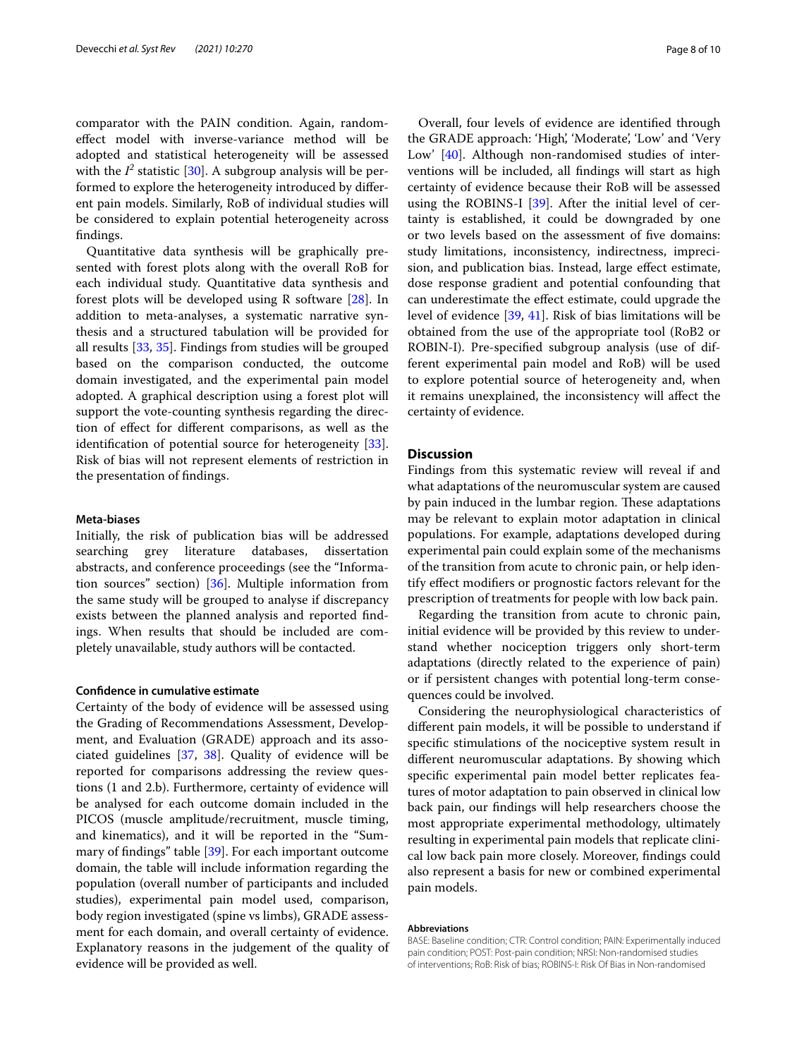comparator with the PAIN condition. Again, random-effect model with inverse-variance method will be adopted and statistical heterogeneity will be assessed with the $I^2$ statistic [30]. A subgroup analysis will be performed to explore the heterogeneity introduced by different pain models. Similarly, RoB of individual studies will be considered to explain potential heterogeneity across findings.

Quantitative data synthesis will be graphically presented with forest plots along with the overall RoB for each individual study. Quantitative data synthesis and forest plots will be developed using R software [28]. In addition to meta-analyses, a systematic narrative synthesis and a structured tabulation will be provided for all results [33, 35]. Findings from studies will be grouped based on the comparison conducted, the outcome domain investigated, and the experimental pain model adopted. A graphical description using a forest plot will support the vote-counting synthesis regarding the direction of effect for different comparisons, as well as the identification of potential source for heterogeneity [33]. Risk of bias will not represent elements of restriction in the presentation of findings.

#### Meta-biases

Initially, the risk of publication bias will be addressed searching grey literature databases, dissertation abstracts, and conference proceedings (see the "Information sources" section) [36]. Multiple information from the same study will be grouped to analyse if discrepancy exists between the planned analysis and reported findings. When results that should be included are completely unavailable, study authors will be contacted.

#### Confidence in cumulative estimate

Certainty of the body of evidence will be assessed using the Grading of Recommendations Assessment, Development, and Evaluation (GRADE) approach and its associated guidelines [37, 38]. Quality of evidence will be reported for comparisons addressing the review questions (1 and 2.b). Furthermore, certainty of evidence will be analysed for each outcome domain included in the PICOS (muscle amplitude/recruitment, muscle timing, and kinematics), and it will be reported in the "Summary of findings" table [39]. For each important outcome domain, the table will include information regarding the population (overall number of participants and included studies), experimental pain model used, comparison, body region investigated (spine vs limbs), GRADE assessment for each domain, and overall certainty of evidence. Explanatory reasons in the judgement of the quality of evidence will be provided as well.

Overall, four levels of evidence are identified through the GRADE approach: 'High', 'Moderate', 'Low' and 'Very Low' [40]. Although non-randomised studies of interventions will be included, all findings will start as high certainty of evidence because their RoB will be assessed using the ROBINS-I [39]. After the initial level of certainty is established, it could be downgraded by one or two levels based on the assessment of five domains: study limitations, inconsistency, indirectness, imprecision, and publication bias. Instead, large effect estimate, dose response gradient and potential confounding that can underestimate the effect estimate, could upgrade the level of evidence [39, 41]. Risk of bias limitations will be obtained from the use of the appropriate tool (RoB2 or ROBIN-I). Pre-specified subgroup analysis (use of different experimental pain model and RoB) will be used to explore potential source of heterogeneity and, when it remains unexplained, the inconsistency will affect the certainty of evidence.

## Discussion

Findings from this systematic review will reveal if and what adaptations of the neuromuscular system are caused by pain induced in the lumbar region. These adaptations may be relevant to explain motor adaptation in clinical populations. For example, adaptations developed during experimental pain could explain some of the mechanisms of the transition from acute to chronic pain, or help identify effect modifiers or prognostic factors relevant for the prescription of treatments for people with low back pain.

Regarding the transition from acute to chronic pain, initial evidence will be provided by this review to understand whether nociception triggers only short-term adaptations (directly related to the experience of pain) or if persistent changes with potential long-term consequences could be involved.

Considering the neurophysiological characteristics of different pain models, it will be possible to understand if specific stimulations of the nociceptive system result in different neuromuscular adaptations. By showing which specific experimental pain model better replicates features of motor adaptation to pain observed in clinical low back pain, our findings will help researchers choose the most appropriate experimental methodology, ultimately resulting in experimental pain models that replicate clinical low back pain more closely. Moreover, findings could also represent a basis for new or combined experimental pain models.

#### Abbreviations

BASE: Baseline condition; CTR: Control condition; PAIN: Experimentally induced pain condition; POST: Post-pain condition; NRSI: Non-randomised studies of interventions; RoB: Risk of bias; ROBINS-I: Risk Of Bias in Non-randomised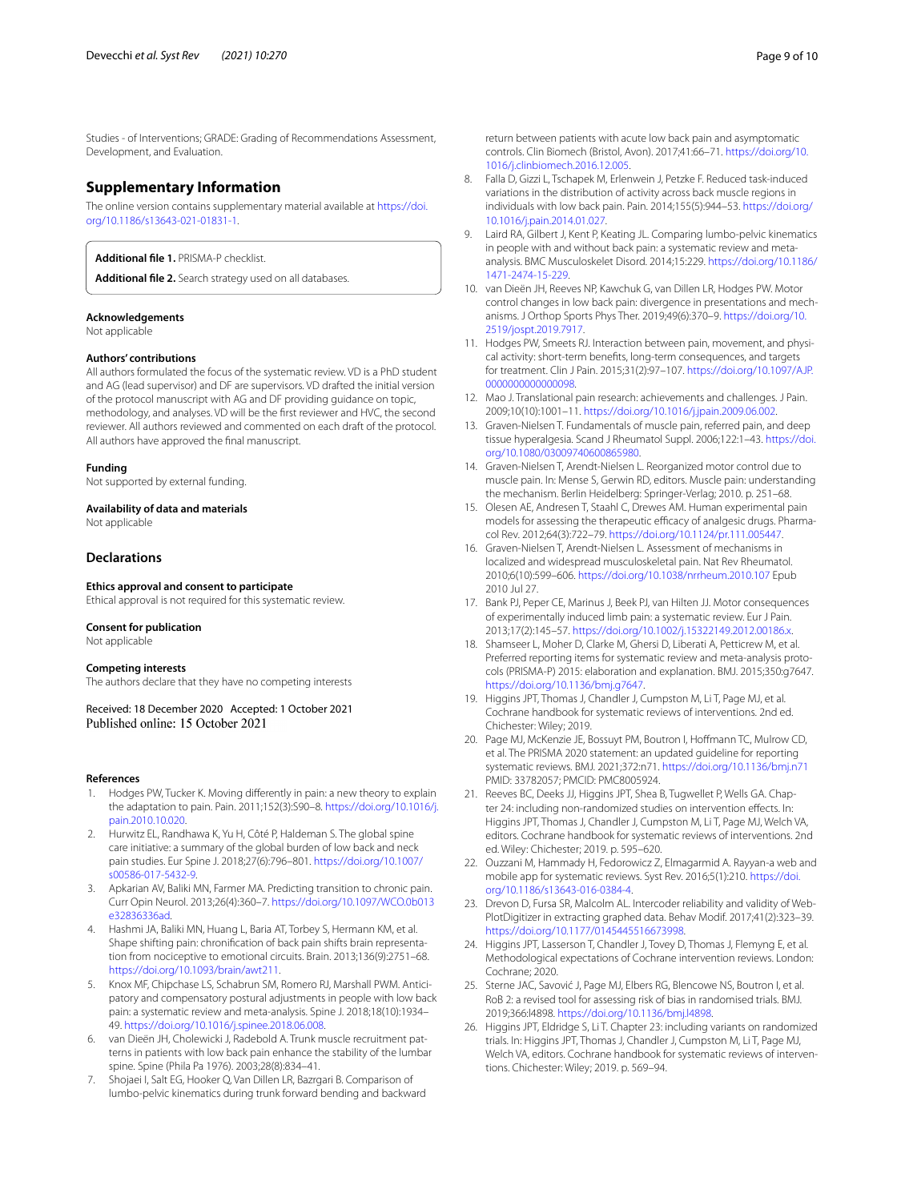Studies - of Interventions; GRADE: Grading of Recommendations Assessment, Development, and Evaluation.

## Supplementary Information

The online version contains supplementary material available at https://doi.org/10.1186/s13643-021-01831-1.

**Additional file 1.** PRISMA-P checklist.

**Additional file 2.** Search strategy used on all databases.

### Acknowledgements

Not applicable

### Authors' contributions

All authors formulated the focus of the systematic review. VD is a PhD student and AG (lead supervisor) and DF are supervisors. VD drafted the initial version of the protocol manuscript with AG and DF providing guidance on topic, methodology, and analyses. VD will be the first reviewer and HVC, the second reviewer. All authors reviewed and commented on each draft of the protocol. All authors have approved the final manuscript.

### Funding

Not supported by external funding.

### Availability of data and materials

Not applicable

## Declarations

### Ethics approval and consent to participate

Ethical approval is not required for this systematic review.

### Consent for publication

Not applicable

### Competing interests

The authors declare that they have no competing interests

Received: 18 December 2020 Accepted: 1 October 2021
Published online: 15 October 2021

### References

1. Hodges PW, Tucker K. Moving differently in pain: a new theory to explain the adaptation to pain. Pain. 2011;152(3):S90–8. https://doi.org/10.1016/j.pain.2010.10.020.
2. Hurwitz EL, Randhawa K, Yu H, Côté P, Haldeman S. The global spine care initiative: a summary of the global burden of low back and neck pain studies. Eur Spine J. 2018;27(6):796–801. https://doi.org/10.1007/s00586-017-5432-9.
3. Apkarian AV, Baliki MN, Farmer MA. Predicting transition to chronic pain. Curr Opin Neurol. 2013;26(4):360–7. https://doi.org/10.1097/WCO.0b013e32836336ad.
4. Hashmi JA, Baliki MN, Huang L, Baria AT, Torbey S, Hermann KM, et al. Shape shifting pain: chronification of back pain shifts brain representation from nociceptive to emotional circuits. Brain. 2013;136(9):2751–68. https://doi.org/10.1093/brain/awt211.
5. Knox MF, Chipchase LS, Schabrun SM, Romero RJ, Marshall PWM. Anticipatory and compensatory postural adjustments in people with low back pain: a systematic review and meta-analysis. Spine J. 2018;18(10):1934–49. https://doi.org/10.1016/j.spinee.2018.06.008.
6. van Dieën JH, Cholewicki J, Radebold A. Trunk muscle recruitment patterns in patients with low back pain enhance the stability of the lumbar spine. Spine (Phila Pa 1976). 2003;28(8):834–41.
7. Shojaei I, Salt EG, Hooker Q, Van Dillen LR, Bazrgari B. Comparison of lumbo-pelvic kinematics during trunk forward bending and backward return between patients with acute low back pain and asymptomatic controls. Clin Biomech (Bristol, Avon). 2017;41:66–71. https://doi.org/10.1016/j.clinbiomech.2016.12.005.
8. Falla D, Gizzi L, Tschapek M, Erlenwein J, Petzke F. Reduced task-induced variations in the distribution of activity across back muscle regions in individuals with low back pain. Pain. 2014;155(5):944–53. https://doi.org/10.1016/j.pain.2014.01.027.
9. Laird RA, Gilbert J, Kent P, Keating JL. Comparing lumbo-pelvic kinematics in people with and without back pain: a systematic review and meta-analysis. BMC Musculoskelet Disord. 2014;15:229. https://doi.org/10.1186/1471-2474-15-229.
10. van Dieën JH, Reeves NP, Kawchuk G, van Dillen LR, Hodges PW. Motor control changes in low back pain: divergence in presentations and mechanisms. J Orthop Sports Phys Ther. 2019;49(6):370–9. https://doi.org/10.2519/jospt.2019.7917.
11. Hodges PW, Smeets RJ. Interaction between pain, movement, and physical activity: short-term benefits, long-term consequences, and targets for treatment. Clin J Pain. 2015;31(2):97–107. https://doi.org/10.1097/AJP.0000000000000098.
12. Mao J. Translational pain research: achievements and challenges. J Pain. 2009;10(10):1001–11. https://doi.org/10.1016/j.jpain.2009.06.002.
13. Graven-Nielsen T. Fundamentals of muscle pain, referred pain, and deep tissue hyperalgesia. Scand J Rheumatol Suppl. 2006;122:1–43. https://doi.org/10.1080/03009740600865980.
14. Graven-Nielsen T, Arendt-Nielsen L. Reorganized motor control due to muscle pain. In: Mense S, Gerwin RD, editors. Muscle pain: understanding the mechanism. Berlin Heidelberg: Springer-Verlag; 2010. p. 251–68.
15. Olesen AE, Andresen T, Staahl C, Drewes AM. Human experimental pain models for assessing the therapeutic efficacy of analgesic drugs. Pharmacol Rev. 2012;64(3):722–79. https://doi.org/10.1124/pr.111.005447.
16. Graven-Nielsen T, Arendt-Nielsen L. Assessment of mechanisms in localized and widespread musculoskeletal pain. Nat Rev Rheumatol. 2010;6(10):599–606. https://doi.org/10.1038/nrrheum.2010.107 Epub 2010 Jul 27.
17. Bank PJ, Peper CE, Marinus J, Beek PJ, van Hilten JJ. Motor consequences of experimentally induced limb pain: a systematic review. Eur J Pain. 2013;17(2):145–57. https://doi.org/10.1002/j.15322149.2012.00186.x.
18. Shamseer L, Moher D, Clarke M, Ghersi D, Liberati A, Petticrew M, et al. Preferred reporting items for systematic review and meta-analysis protocols (PRISMA-P) 2015: elaboration and explanation. BMJ. 2015;350:g7647. https://doi.org/10.1136/bmj.g7647.
19. Higgins JPT, Thomas J, Chandler J, Cumpston M, Li T, Page MJ, et al. Cochrane handbook for systematic reviews of interventions. 2nd ed. Chichester: Wiley; 2019.
20. Page MJ, McKenzie JE, Bossuyt PM, Boutron I, Hoffmann TC, Mulrow CD, et al. The PRISMA 2020 statement: an updated guideline for reporting systematic reviews. BMJ. 2021;372:n71. https://doi.org/10.1136/bmj.n71 PMID: 33782057; PMCID: PMC8005924.
21. Reeves BC, Deeks JJ, Higgins JPT, Shea B, Tugwellet P, Wells GA. Chapter 24: including non-randomized studies on intervention effects. In: Higgins JPT, Thomas J, Chandler J, Cumpston M, Li T, Page MJ, Welch VA, editors. Cochrane handbook for systematic reviews of interventions. 2nd ed. Wiley: Chichester; 2019. p. 595–620.
22. Ouzzani M, Hammady H, Fedorowicz Z, Elmagarmid A. Rayyan-a web and mobile app for systematic reviews. Syst Rev. 2016;5(1):210. https://doi.org/10.1186/s13643-016-0384-4.
23. Drevon D, Fursa SR, Malcolm AL. Intercoder reliability and validity of WebPlotDigitizer in extracting graphed data. Behav Modif. 2017;41(2):323–39. https://doi.org/10.1177/0145445516673998.
24. Higgins JPT, Lasserson T, Chandler J, Tovey D, Thomas J, Flemyng E, et al. Methodological expectations of Cochrane intervention reviews. London: Cochrane; 2020.
25. Sterne JAC, Savović J, Page MJ, Elbers RG, Blencowe NS, Boutron I, et al. RoB 2: a revised tool for assessing risk of bias in randomised trials. BMJ. 2019;366:l4898. https://doi.org/10.1136/bmj.l4898.
26. Higgins JPT, Eldridge S, Li T. Chapter 23: including variants on randomized trials. In: Higgins JPT, Thomas J, Chandler J, Cumpston M, Li T, Page MJ, Welch VA, editors. Cochrane handbook for systematic reviews of interventions. Chichester: Wiley; 2019. p. 569–94.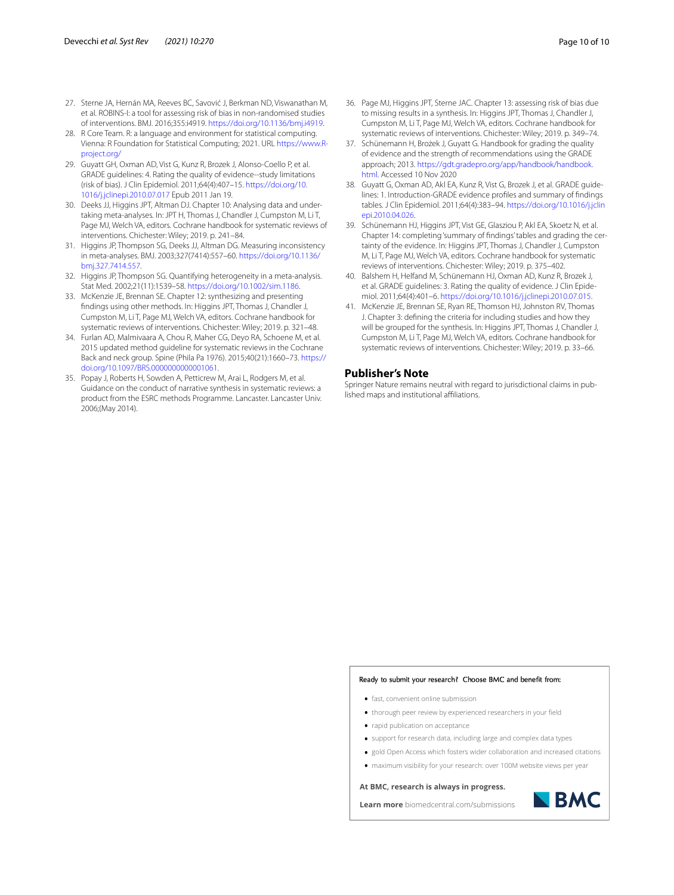27. Sterne JA, Hernán MA, Reeves BC, Savović J, Berkman ND, Viswanathan M, et al. ROBINS-I: a tool for assessing risk of bias in non-randomised studies of interventions. BMJ. 2016;355:i4919. https://doi.org/10.1136/bmj.i4919.
28. R Core Team. R: a language and environment for statistical computing. Vienna: R Foundation for Statistical Computing; 2021. URL https://www.R-project.org/
29. Guyatt GH, Oxman AD, Vist G, Kunz R, Brozek J, Alonso-Coello P, et al. GRADE guidelines: 4. Rating the quality of evidence--study limitations (risk of bias). J Clin Epidemiol. 2011;64(4):407–15. https://doi.org/10.1016/j.jclinepi.2010.07.017 Epub 2011 Jan 19.
30. Deeks JJ, Higgins JPT, Altman DJ. Chapter 10: Analysing data and undertaking meta-analyses. In: JPT H, Thomas J, Chandler J, Cumpston M, Li T, Page MJ, Welch VA, editors. Cochrane handbook for systematic reviews of interventions. Chichester: Wiley; 2019. p. 241–84.
31. Higgins JP, Thompson SG, Deeks JJ, Altman DG. Measuring inconsistency in meta-analyses. BMJ. 2003;327(7414):557–60. https://doi.org/10.1136/bmj.327.7414.557.
32. Higgins JP, Thompson SG. Quantifying heterogeneity in a meta-analysis. Stat Med. 2002;21(11):1539–58. https://doi.org/10.1002/sim.1186.
33. McKenzie JE, Brennan SE. Chapter 12: synthesizing and presenting findings using other methods. In: Higgins JPT, Thomas J, Chandler J, Cumpston M, Li T, Page MJ, Welch VA, editors. Cochrane handbook for systematic reviews of interventions. Chichester: Wiley; 2019. p. 321–48.
34. Furlan AD, Malmivaara A, Chou R, Maher CG, Deyo RA, Schoene M, et al. 2015 updated method guideline for systematic reviews in the Cochrane Back and neck group. Spine (Phila Pa 1976). 2015;40(21):1660–73. https://doi.org/10.1097/BRS.0000000000001061.
35. Popay J, Roberts H, Sowden A, Petticrew M, Arai L, Rodgers M, et al. Guidance on the conduct of narrative synthesis in systematic reviews: a product from the ESRC methods Programme. Lancaster. Lancaster Univ. 2006;(May 2014).
36. Page MJ, Higgins JPT, Sterne JAC. Chapter 13: assessing risk of bias due to missing results in a synthesis. In: Higgins JPT, Thomas J, Chandler J, Cumpston M, Li T, Page MJ, Welch VA, editors. Cochrane handbook for systematic reviews of interventions. Chichester: Wiley; 2019. p. 349–74.
37. Schünemann H, Brożek J, Guyatt G. Handbook for grading the quality of evidence and the strength of recommendations using the GRADE approach; 2013. https://gdt.gradepro.org/app/handbook/handbook.html. Accessed 10 Nov 2020
38. Guyatt G, Oxman AD, Akl EA, Kunz R, Vist G, Brozek J, et al. GRADE guidelines: 1. Introduction-GRADE evidence profiles and summary of findings tables. J Clin Epidemiol. 2011;64(4):383–94. https://doi.org/10.1016/j.jclinepi.2010.04.026.
39. Schünemann HJ, Higgins JPT, Vist GE, Glasziou P, Akl EA, Skoetz N, et al. Chapter 14: completing 'summary of findings' tables and grading the certainty of the evidence. In: Higgins JPT, Thomas J, Chandler J, Cumpston M, Li T, Page MJ, Welch VA, editors. Cochrane handbook for systematic reviews of interventions. Chichester: Wiley; 2019. p. 375–402.
40. Balshem H, Helfand M, Schünemann HJ, Oxman AD, Kunz R, Brozek J, et al. GRADE guidelines: 3. Rating the quality of evidence. J Clin Epidemiol. 2011;64(4):401–6. https://doi.org/10.1016/j.jclinepi.2010.07.015.
41. McKenzie JE, Brennan SE, Ryan RE, Thomson HJ, Johnston RV, Thomas J. Chapter 3: defining the criteria for including studies and how they will be grouped for the synthesis. In: Higgins JPT, Thomas J, Chandler J, Cumpston M, Li T, Page MJ, Welch VA, editors. Cochrane handbook for systematic reviews of interventions. Chichester: Wiley; 2019. p. 33–66.

## Publisher's Note

Springer Nature remains neutral with regard to jurisdictional claims in published maps and institutional affiliations.

Ready to submit your research? Choose BMC and benefit from:

- fast, convenient online submission
- thorough peer review by experienced researchers in your field
- rapid publication on acceptance
- support for research data, including large and complex data types
- gold Open Access which fosters wider collaboration and increased citations
- maximum visibility for your research: over 100M website views per year

**At BMC, research is always in progress.**

**Learn more** biomedcentral.com/submissions

BMC